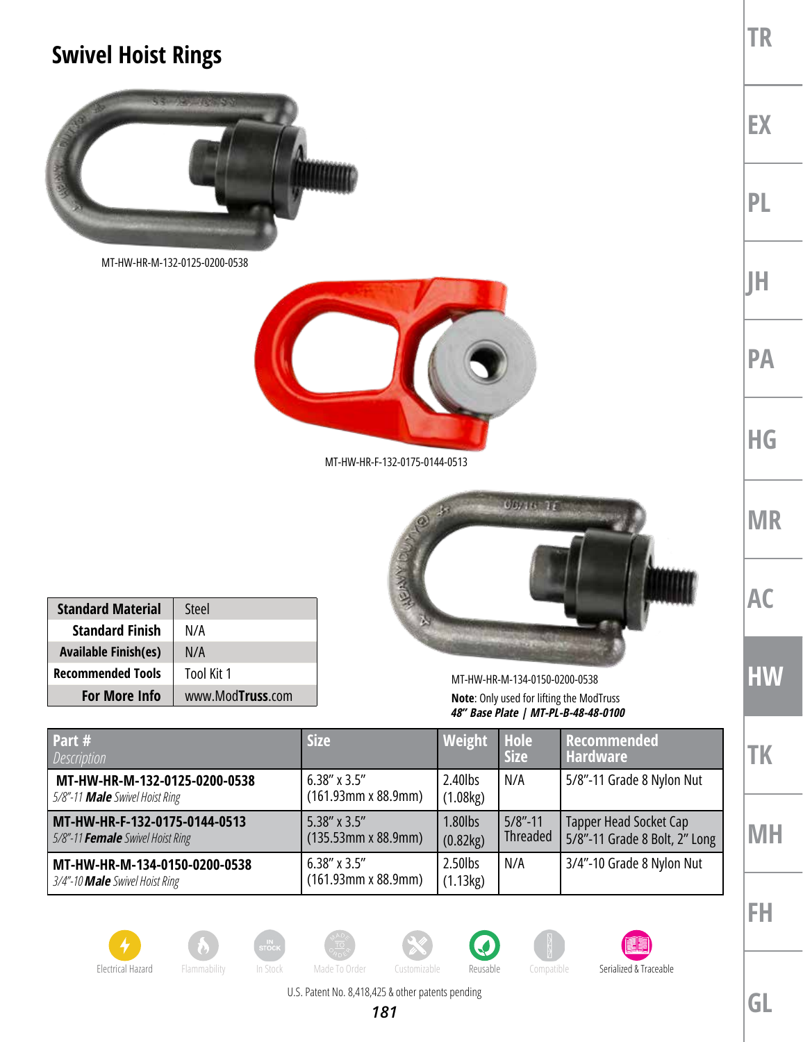# Swivel Hoist Rings

MT-HW-HR-M-132-0125-0200-0538

MT-HW-HR-F-132-0175-0144-0513

MT-HW-HR-M-134-0150-0200-0538

**Note**: Only used for lifting the ModTruss ***48" Base Plate | MT-PL-B-48-48-0100***

| **Standard Material** | Steel |
|---|---|
| **Standard Finish** | N/A |
| **Available Finish(es)** | N/A |
| **Recommended Tools** | Tool Kit 1 |
| **For More Info** | www.ModTruss.com |

| Part # *Description* | Size | Weight | Hole Size | Recommended Hardware |
|---|---|---|---|---|
| **MT-HW-HR-M-132-0125-0200-0538** *5/8"-11 **Male** Swivel Hoist Ring* | 6.38" x 3.5" (161.93mm x 88.9mm) | 2.40lbs (1.08kg) | N/A | 5/8"-11 Grade 8 Nylon Nut |
| **MT-HW-HR-F-132-0175-0144-0513** *5/8"-11 **Female** Swivel Hoist Ring* | 5.38" x 3.5" (135.53mm x 88.9mm) | 1.80lbs (0.82kg) | 5/8"-11 Threaded | Tapper Head Socket Cap 5/8"-11 Grade 8 Bolt, 2" Long |
| **MT-HW-HR-M-134-0150-0200-0538** *3/4"-10 **Male** Swivel Hoist Ring* | 6.38" x 3.5" (161.93mm x 88.9mm) | 2.50lbs (1.13kg) | N/A | 3/4"-10 Grade 8 Nylon Nut |

Electrical Hazard · Flammability · In Stock · Made To Order · Customizable · Reusable · Compatible · Serialized & Traceable

U.S. Patent No. 8,418,425 & other patents pending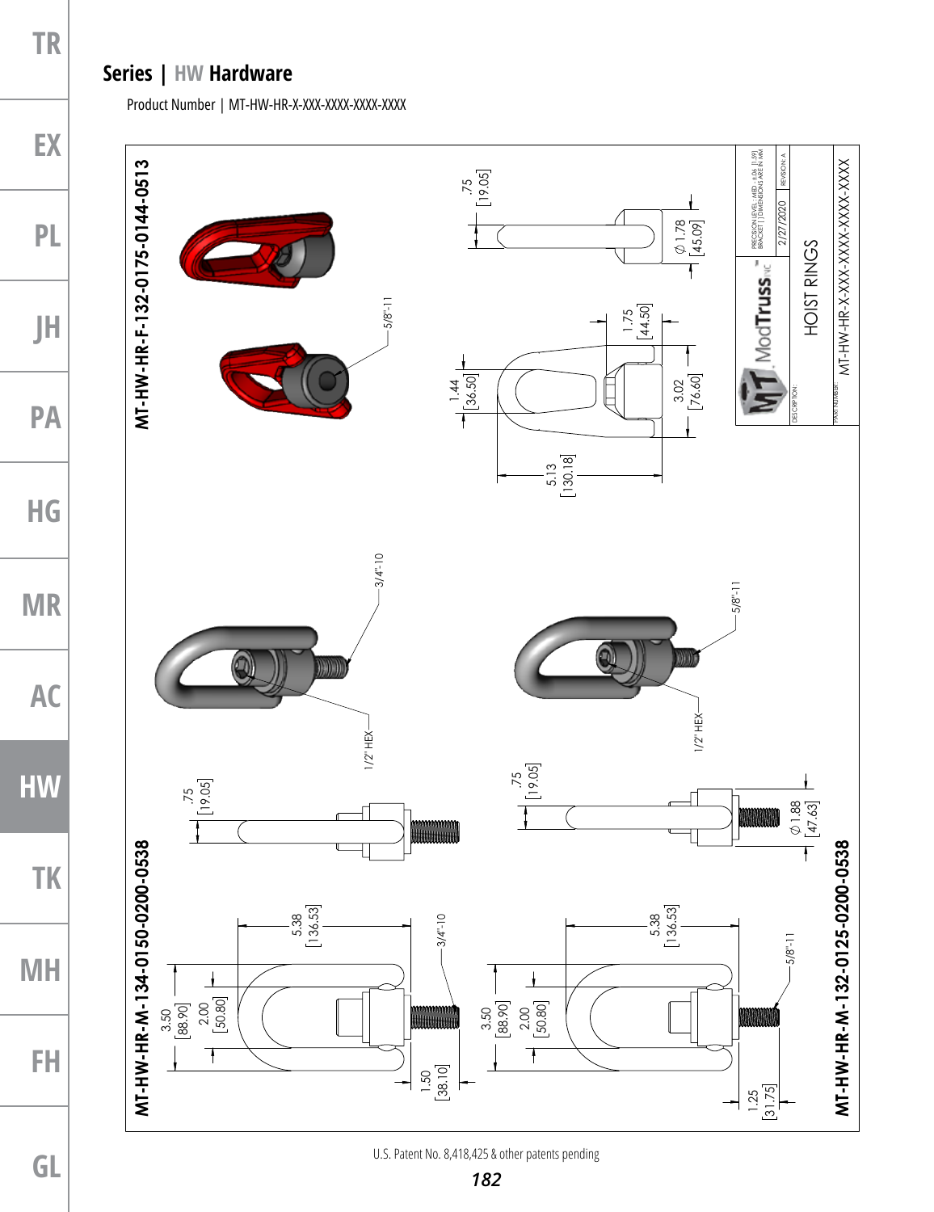## Series | HW Hardware

Product Number | MT-HW-HR-X-XXX-XXXX-XXXX-XXXX

MT-HW-HR-F-132-0175-0144-0513

5/8"-11

.75
[19.05]

Ø 1.78
[45.09]

1.75
[44.50]

1.44
[36.50]

3.02
[76.60]

5.13
[130.18]

PRECISION LEVEL : MED : ±.06 [1.59]
BRACKET [ ] DIMENSIONS ARE IN MM

2/27/2020

REVISION: A

ModTruss INC

DESCRIPTION:
HOIST RINGS

PART NUMBER:
MT-HW-HR-X-XXX-XXXX-XXXX-XXXX

3/4"-10

1/2" HEX

5/8"-11

1/2" HEX

MT-HW-HR-M-134-0150-0200-0538

.75
[19.05]

5.38
[136.53]

3.50
[88.90]

2.00
[50.80]

3/4"-10

1.50
[38.10]

MT-HW-HR-M-132-0125-0200-0538

.75
[19.05]

Ø 1.88
[47.63]

5.38
[136.53]

3.50
[88.90]

2.00
[50.80]

5/8"-11

1.25
[31.75]

U.S. Patent No. 8,418,425 & other patents pending